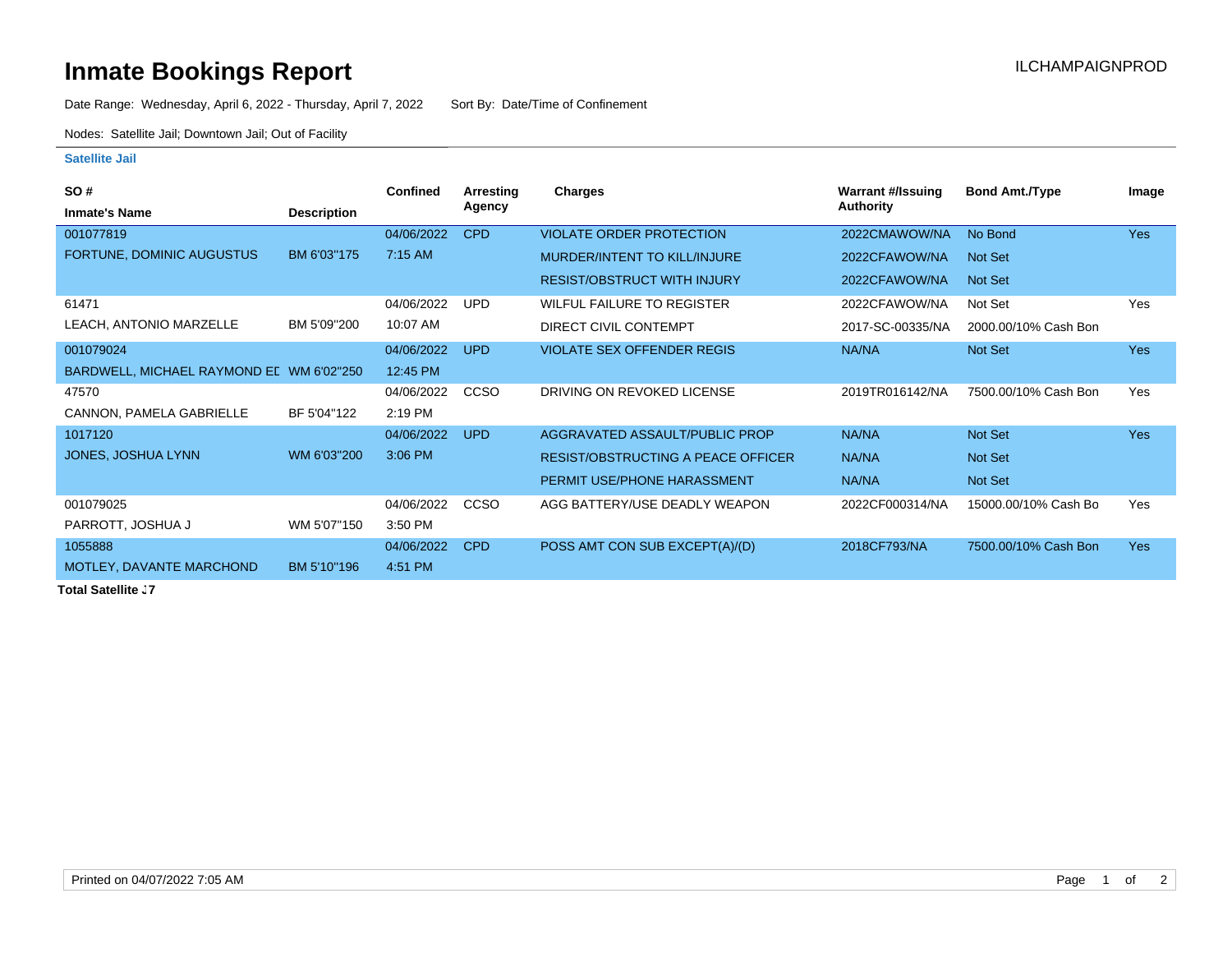# Inmate Bookings Report

ILCHAMPAIGNPROD

Date Range: Wednesday, April 6, 2022 - Thursday, April 7, 2022    Sort By: Date/Time of Confinement

Nodes: Satellite Jail; Downtown Jail; Out of Facility

**Satellite Jail**

| SO # / Inmate's Name | Description | Confined | Arresting Agency | Charges | Warrant #/Issuing Authority | Bond Amt./Type | Image |
|---|---|---|---|---|---|---|---|
| 001077819 | | 04/06/2022 | CPD | VIOLATE ORDER PROTECTION | 2022CMAWOW/NA | No Bond | Yes |
| FORTUNE, DOMINIC AUGUSTUS | BM 6'03"175 | 7:15 AM | | MURDER/INTENT TO KILL/INJURE | 2022CFAWOW/NA | Not Set | |
| | | | | RESIST/OBSTRUCT WITH INJURY | 2022CFAWOW/NA | Not Set | |
| 61471 | | 04/06/2022 | UPD | WILFUL FAILURE TO REGISTER | 2022CFAWOW/NA | Not Set | Yes |
| LEACH, ANTONIO MARZELLE | BM 5'09"200 | 10:07 AM | | DIRECT CIVIL CONTEMPT | 2017-SC-00335/NA | 2000.00/10% Cash Bon | |
| 001079024 | | 04/06/2022 | UPD | VIOLATE SEX OFFENDER REGIS | NA/NA | Not Set | Yes |
| BARDWELL, MICHAEL RAYMOND EL | WM 6'02"250 | 12:45 PM | | | | | |
| 47570 | | 04/06/2022 | CCSO | DRIVING ON REVOKED LICENSE | 2019TR016142/NA | 7500.00/10% Cash Bon | Yes |
| CANNON, PAMELA GABRIELLE | BF 5'04"122 | 2:19 PM | | | | | |
| 1017120 | | 04/06/2022 | UPD | AGGRAVATED ASSAULT/PUBLIC PROP | NA/NA | Not Set | Yes |
| JONES, JOSHUA LYNN | WM 6'03"200 | 3:06 PM | | RESIST/OBSTRUCTING A PEACE OFFICER | NA/NA | Not Set | |
| | | | | PERMIT USE/PHONE HARASSMENT | NA/NA | Not Set | |
| 001079025 | | 04/06/2022 | CCSO | AGG BATTERY/USE DEADLY WEAPON | 2022CF000314/NA | 15000.00/10% Cash Bo | Yes |
| PARROTT, JOSHUA J | WM 5'07"150 | 3:50 PM | | | | | |
| 1055888 | | 04/06/2022 | CPD | POSS AMT CON SUB EXCEPT(A)/(D) | 2018CF793/NA | 7500.00/10% Cash Bon | Yes |
| MOTLEY, DAVANTE MARCHOND | BM 5'10"196 | 4:51 PM | | | | | |

**Total Satellite J7**

Printed on 04/07/2022 7:05 AM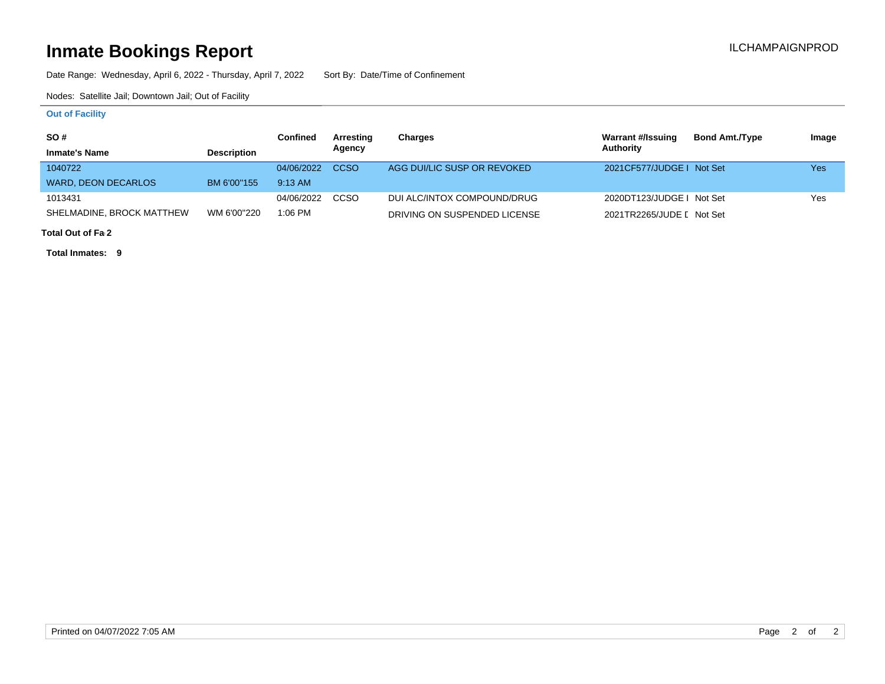# Inmate Bookings Report

ILCHAMPAIGNPROD

Date Range: Wednesday, April 6, 2022 - Thursday, April 7, 2022    Sort By: Date/Time of Confinement

Nodes: Satellite Jail; Downtown Jail; Out of Facility

### Out of Facility

| SO # / Inmate's Name | Description | Confined | Arresting Agency | Charges | Warrant #/Issuing Authority | Bond Amt./Type | Image |
|---|---|---|---|---|---|---|---|
| 1040722 WARD, DEON DECARLOS | BM 6'00''155 | 04/06/2022 9:13 AM | CCSO | AGG DUI/LIC SUSP OR REVOKED | 2021CF577/JUDGE I | Not Set | Yes |
| 1013431 SHELMADINE, BROCK MATTHEW | WM 6'00''220 | 04/06/2022 1:06 PM | CCSO | DUI ALC/INTOX COMPOUND/DRUG | 2020DT123/JUDGE I | Not Set | Yes |
| | | | | DRIVING ON SUSPENDED LICENSE | 2021TR2265/JUDE I | Not Set | |

**Total Out of Fa 2**

**Total Inmates: 9**

Printed on 04/07/2022 7:05 AM